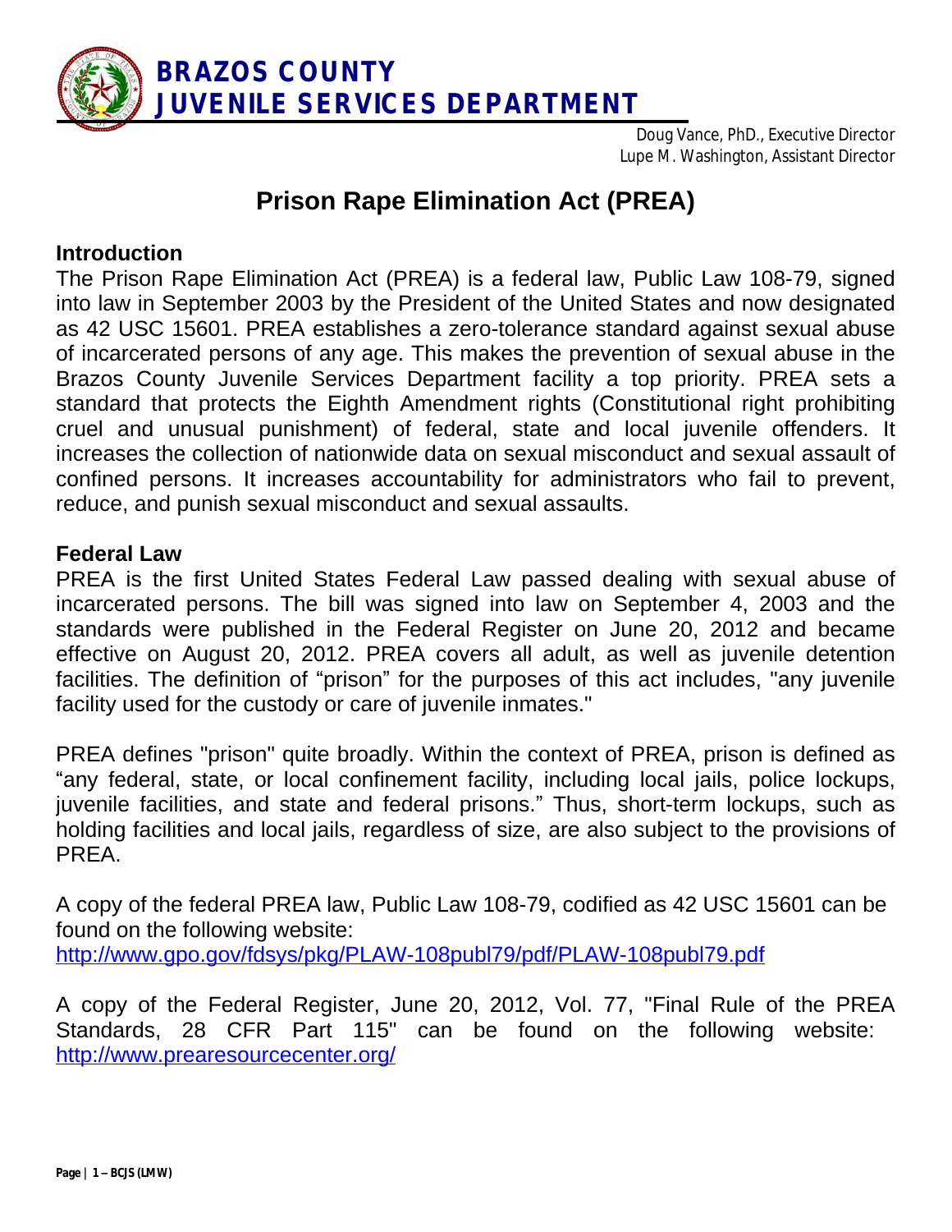**BRAZOS COUNTY**
**JUVENILE SERVICES DEPARTMENT**

Doug Vance, PhD., Executive Director
Lupe M. Washington, Assistant Director

# Prison Rape Elimination Act (PREA)

## Introduction

The Prison Rape Elimination Act (PREA) is a federal law, Public Law 108-79, signed into law in September 2003 by the President of the United States and now designated as 42 USC 15601. PREA establishes a zero-tolerance standard against sexual abuse of incarcerated persons of any age. This makes the prevention of sexual abuse in the Brazos County Juvenile Services Department facility a top priority. PREA sets a standard that protects the Eighth Amendment rights (Constitutional right prohibiting cruel and unusual punishment) of federal, state and local juvenile offenders. It increases the collection of nationwide data on sexual misconduct and sexual assault of confined persons. It increases accountability for administrators who fail to prevent, reduce, and punish sexual misconduct and sexual assaults.

## Federal Law

PREA is the first United States Federal Law passed dealing with sexual abuse of incarcerated persons. The bill was signed into law on September 4, 2003 and the standards were published in the Federal Register on June 20, 2012 and became effective on August 20, 2012. PREA covers all adult, as well as juvenile detention facilities. The definition of "prison" for the purposes of this act includes, "any juvenile facility used for the custody or care of juvenile inmates."

PREA defines "prison" quite broadly. Within the context of PREA, prison is defined as "any federal, state, or local confinement facility, including local jails, police lockups, juvenile facilities, and state and federal prisons." Thus, short-term lockups, such as holding facilities and local jails, regardless of size, are also subject to the provisions of PREA.

A copy of the federal PREA law, Public Law 108-79, codified as 42 USC 15601 can be found on the following website:
http://www.gpo.gov/fdsys/pkg/PLAW-108publ79/pdf/PLAW-108publ79.pdf

A copy of the Federal Register, June 20, 2012, Vol. 77, "Final Rule of the PREA Standards, 28 CFR Part 115" can be found on the following website: http://www.prearesourcecenter.org/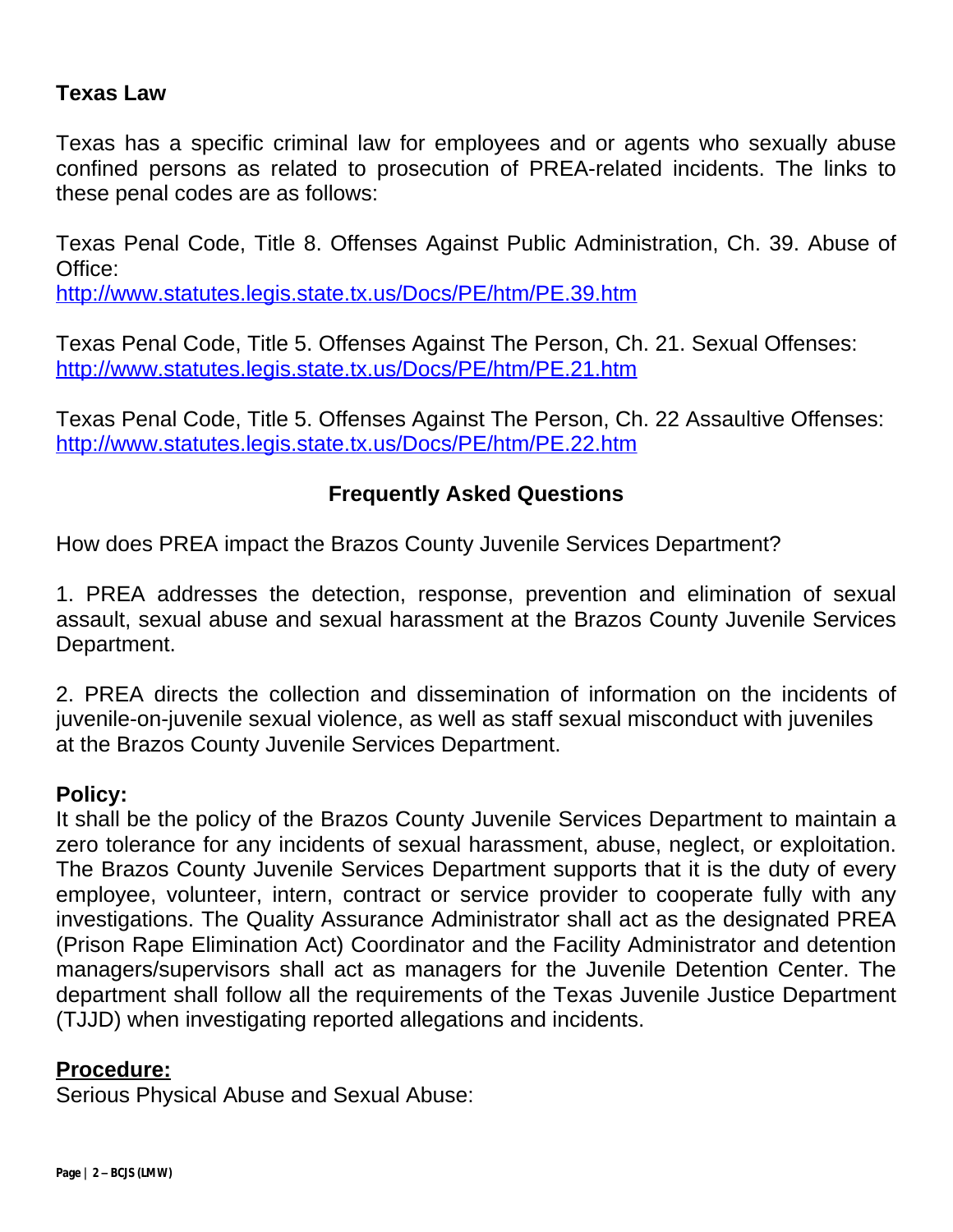**Texas Law**

Texas has a specific criminal law for employees and or agents who sexually abuse confined persons as related to prosecution of PREA-related incidents. The links to these penal codes are as follows:

Texas Penal Code, Title 8. Offenses Against Public Administration, Ch. 39. Abuse of Office:
http://www.statutes.legis.state.tx.us/Docs/PE/htm/PE.39.htm

Texas Penal Code, Title 5. Offenses Against The Person, Ch. 21. Sexual Offenses:
http://www.statutes.legis.state.tx.us/Docs/PE/htm/PE.21.htm

Texas Penal Code, Title 5. Offenses Against The Person, Ch. 22 Assaultive Offenses:
http://www.statutes.legis.state.tx.us/Docs/PE/htm/PE.22.htm

**Frequently Asked Questions**

How does PREA impact the Brazos County Juvenile Services Department?

1. PREA addresses the detection, response, prevention and elimination of sexual assault, sexual abuse and sexual harassment at the Brazos County Juvenile Services Department.

2. PREA directs the collection and dissemination of information on the incidents of juvenile-on-juvenile sexual violence, as well as staff sexual misconduct with juveniles at the Brazos County Juvenile Services Department.

**Policy:**
It shall be the policy of the Brazos County Juvenile Services Department to maintain a zero tolerance for any incidents of sexual harassment, abuse, neglect, or exploitation. The Brazos County Juvenile Services Department supports that it is the duty of every employee, volunteer, intern, contract or service provider to cooperate fully with any investigations. The Quality Assurance Administrator shall act as the designated PREA (Prison Rape Elimination Act) Coordinator and the Facility Administrator and detention managers/supervisors shall act as managers for the Juvenile Detention Center. The department shall follow all the requirements of the Texas Juvenile Justice Department (TJJD) when investigating reported allegations and incidents.

**Procedure:**
Serious Physical Abuse and Sexual Abuse: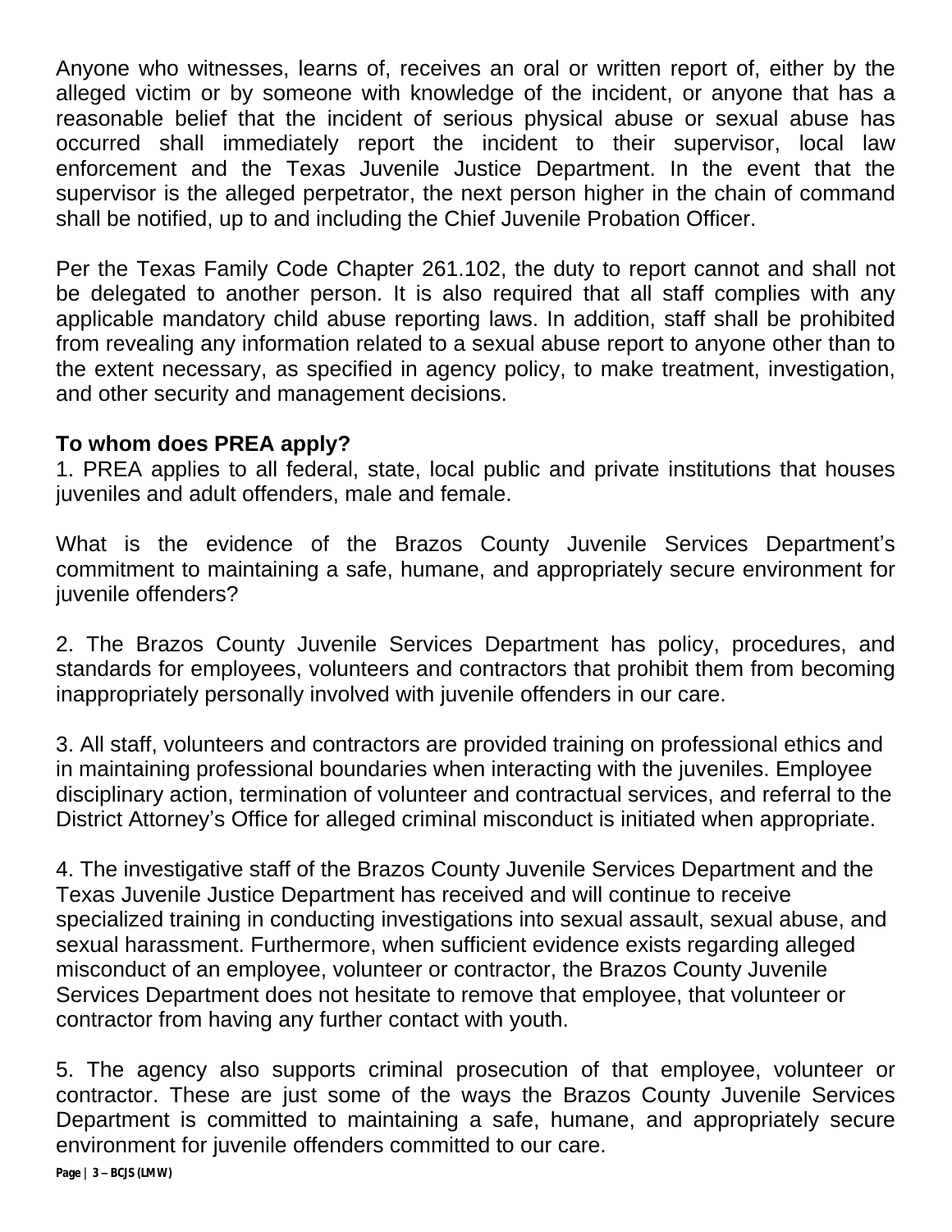Anyone who witnesses, learns of, receives an oral or written report of, either by the alleged victim or by someone with knowledge of the incident, or anyone that has a reasonable belief that the incident of serious physical abuse or sexual abuse has occurred shall immediately report the incident to their supervisor, local law enforcement and the Texas Juvenile Justice Department. In the event that the supervisor is the alleged perpetrator, the next person higher in the chain of command shall be notified, up to and including the Chief Juvenile Probation Officer.

Per the Texas Family Code Chapter 261.102, the duty to report cannot and shall not be delegated to another person. It is also required that all staff complies with any applicable mandatory child abuse reporting laws. In addition, staff shall be prohibited from revealing any information related to a sexual abuse report to anyone other than to the extent necessary, as specified in agency policy, to make treatment, investigation, and other security and management decisions.

**To whom does PREA apply?**

1. PREA applies to all federal, state, local public and private institutions that houses juveniles and adult offenders, male and female.

What is the evidence of the Brazos County Juvenile Services Department's commitment to maintaining a safe, humane, and appropriately secure environment for juvenile offenders?

2. The Brazos County Juvenile Services Department has policy, procedures, and standards for employees, volunteers and contractors that prohibit them from becoming inappropriately personally involved with juvenile offenders in our care.

3. All staff, volunteers and contractors are provided training on professional ethics and in maintaining professional boundaries when interacting with the juveniles. Employee disciplinary action, termination of volunteer and contractual services, and referral to the District Attorney's Office for alleged criminal misconduct is initiated when appropriate.

4. The investigative staff of the Brazos County Juvenile Services Department and the Texas Juvenile Justice Department has received and will continue to receive specialized training in conducting investigations into sexual assault, sexual abuse, and sexual harassment. Furthermore, when sufficient evidence exists regarding alleged misconduct of an employee, volunteer or contractor, the Brazos County Juvenile Services Department does not hesitate to remove that employee, that volunteer or contractor from having any further contact with youth.

5. The agency also supports criminal prosecution of that employee, volunteer or contractor. These are just some of the ways the Brazos County Juvenile Services Department is committed to maintaining a safe, humane, and appropriately secure environment for juvenile offenders committed to our care.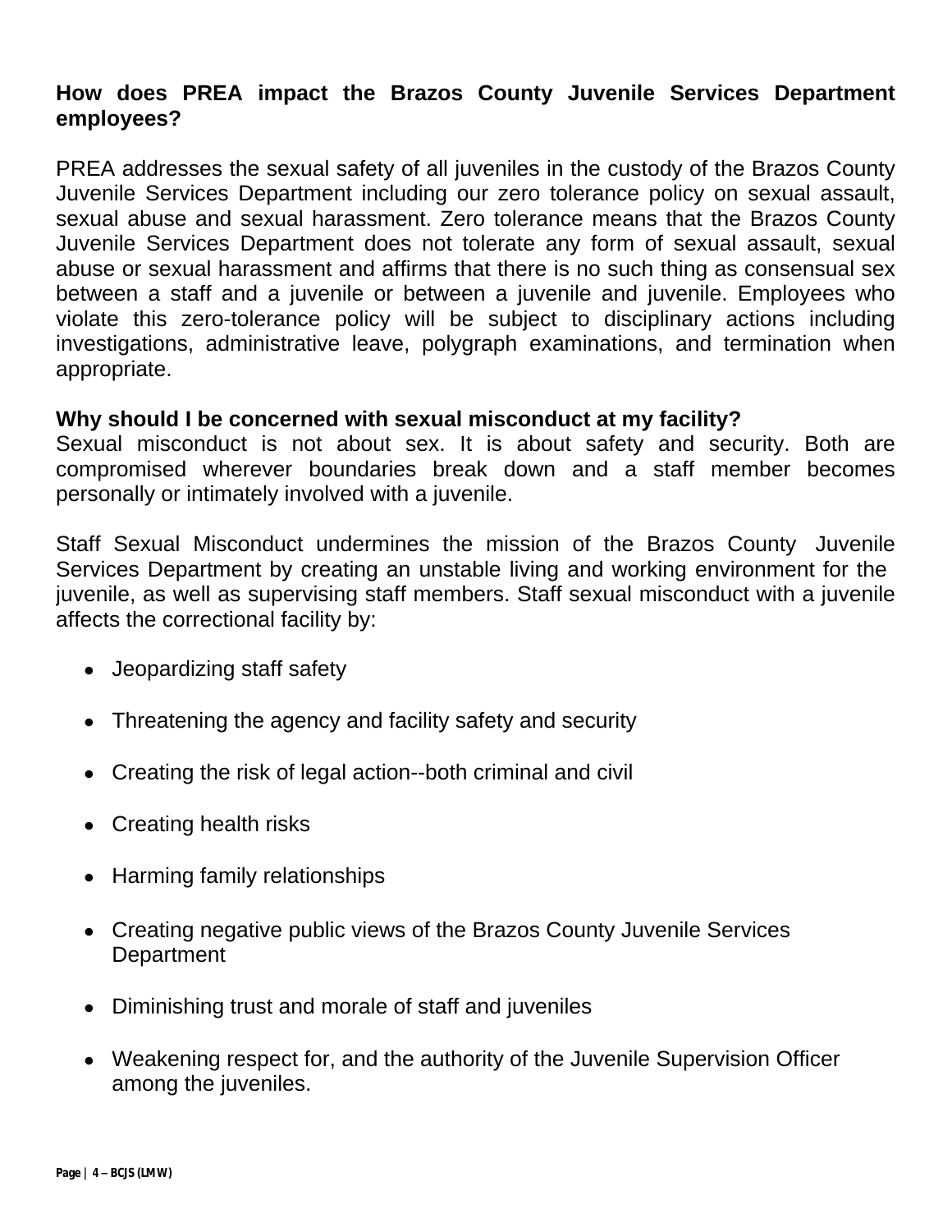**How does PREA impact the Brazos County Juvenile Services Department employees?**

PREA addresses the sexual safety of all juveniles in the custody of the Brazos County Juvenile Services Department including our zero tolerance policy on sexual assault, sexual abuse and sexual harassment. Zero tolerance means that the Brazos County Juvenile Services Department does not tolerate any form of sexual assault, sexual abuse or sexual harassment and affirms that there is no such thing as consensual sex between a staff and a juvenile or between a juvenile and juvenile. Employees who violate this zero-tolerance policy will be subject to disciplinary actions including investigations, administrative leave, polygraph examinations, and termination when appropriate.

**Why should I be concerned with sexual misconduct at my facility?**

Sexual misconduct is not about sex. It is about safety and security. Both are compromised wherever boundaries break down and a staff member becomes personally or intimately involved with a juvenile.

Staff Sexual Misconduct undermines the mission of the Brazos County Juvenile Services Department by creating an unstable living and working environment for the juvenile, as well as supervising staff members. Staff sexual misconduct with a juvenile affects the correctional facility by:

- Jeopardizing staff safety
- Threatening the agency and facility safety and security
- Creating the risk of legal action--both criminal and civil
- Creating health risks
- Harming family relationships
- Creating negative public views of the Brazos County Juvenile Services Department
- Diminishing trust and morale of staff and juveniles
- Weakening respect for, and the authority of the Juvenile Supervision Officer among the juveniles.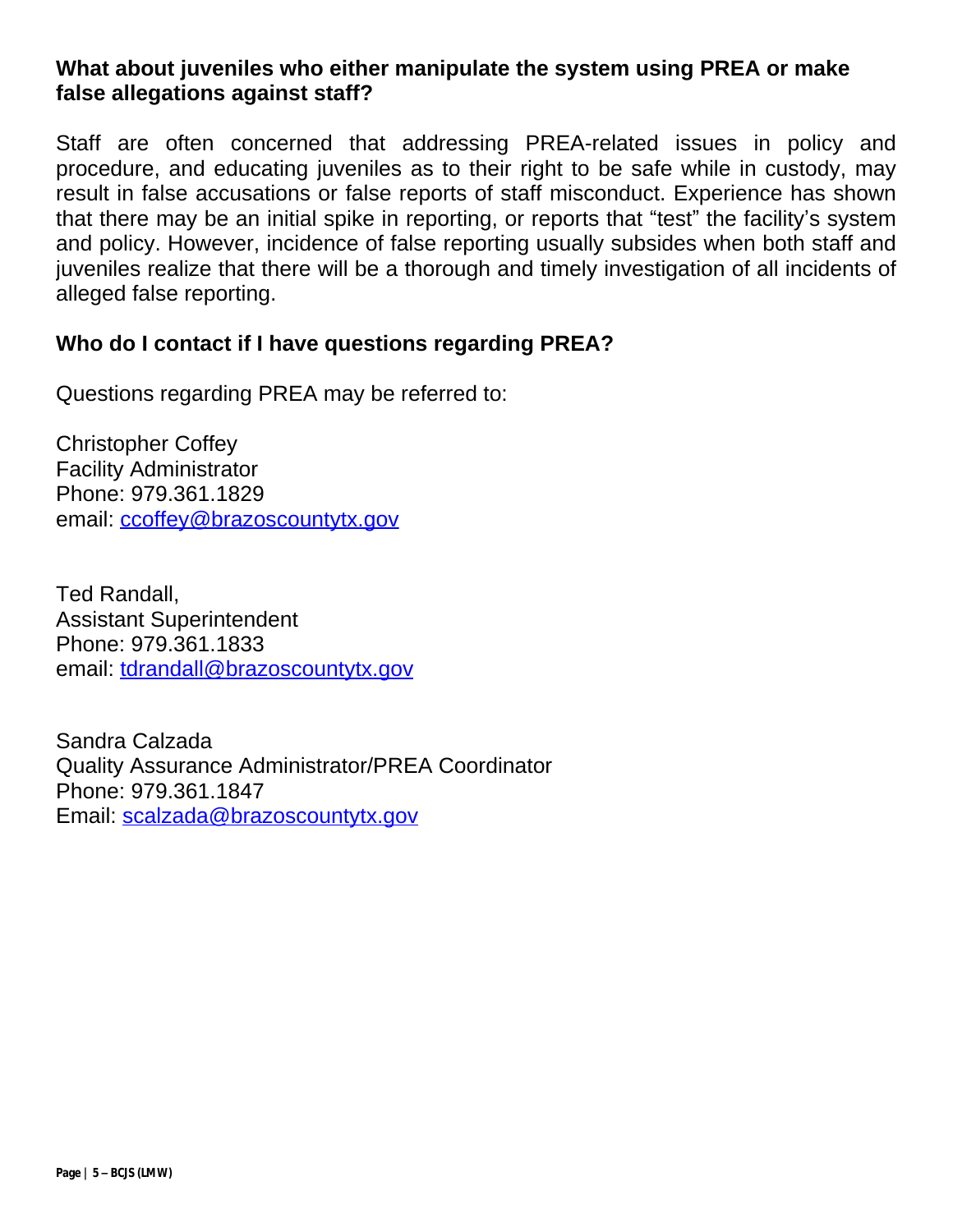**What about juveniles who either manipulate the system using PREA or make false allegations against staff?**

Staff are often concerned that addressing PREA-related issues in policy and procedure, and educating juveniles as to their right to be safe while in custody, may result in false accusations or false reports of staff misconduct. Experience has shown that there may be an initial spike in reporting, or reports that "test" the facility's system and policy. However, incidence of false reporting usually subsides when both staff and juveniles realize that there will be a thorough and timely investigation of all incidents of alleged false reporting.

**Who do I contact if I have questions regarding PREA?**

Questions regarding PREA may be referred to:

Christopher Coffey
Facility Administrator
Phone: 979.361.1829
email: ccoffey@brazoscountytx.gov

Ted Randall,
Assistant Superintendent
Phone: 979.361.1833
email: tdrandall@brazoscountytx.gov

Sandra Calzada
Quality Assurance Administrator/PREA Coordinator
Phone: 979.361.1847
Email: scalzada@brazoscountytx.gov